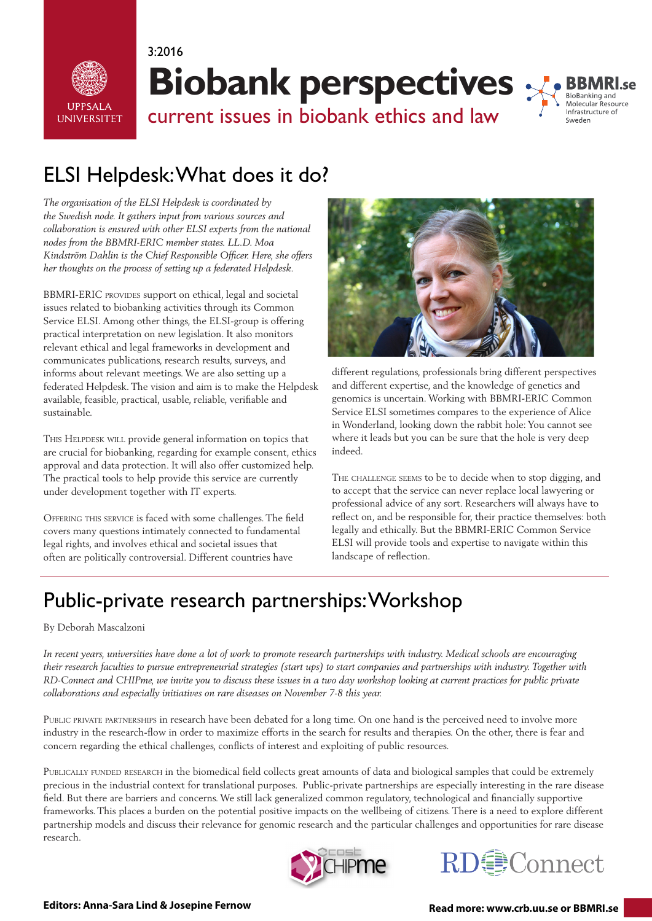3:2016

# Biobank perspectives

current issues in biobank ethics and law

## ELSI Helpdesk: What does it do?

*The organisation of the ELSI Helpdesk is coordinated by the Swedish node. It gathers input from various sources and collaboration is ensured with other ELSI experts from the national nodes from the BBMRI-ERIC member states. LL.D. Moa Kindström Dahlin is the Chief Responsible Officer. Here, she offers her thoughts on the process of setting up a federated Helpdesk.*

BBMRI-ERIC PROVIDES support on ethical, legal and societal issues related to biobanking activities through its Common Service ELSI. Among other things, the ELSI-group is offering practical interpretation on new legislation. It also monitors relevant ethical and legal frameworks in development and communicates publications, research results, surveys, and informs about relevant meetings. We are also setting up a federated Helpdesk. The vision and aim is to make the Helpdesk available, feasible, practical, usable, reliable, verifiable and sustainable.

THIS HELPDESK WILL provide general information on topics that are crucial for biobanking, regarding for example consent, ethics approval and data protection. It will also offer customized help. The practical tools to help provide this service are currently under development together with IT experts.

OFFERING THIS SERVICE is faced with some challenges. The field covers many questions intimately connected to fundamental legal rights, and involves ethical and societal issues that often are politically controversial. Different countries have different regulations, professionals bring different perspectives and different expertise, and the knowledge of genetics and genomics is uncertain. Working with BBMRI-ERIC Common Service ELSI sometimes compares to the experience of Alice in Wonderland, looking down the rabbit hole: You cannot see where it leads but you can be sure that the hole is very deep indeed.

THE CHALLENGE SEEMS to be to decide when to stop digging, and to accept that the service can never replace local lawyering or professional advice of any sort. Researchers will always have to reflect on, and be responsible for, their practice themselves: both legally and ethically. But the BBMRI-ERIC Common Service ELSI will provide tools and expertise to navigate within this landscape of reflection.

## Public-private research partnerships: Workshop

By Deborah Mascalzoni

*In recent years, universities have done a lot of work to promote research partnerships with industry. Medical schools are encouraging their research faculties to pursue entrepreneurial strategies (start ups) to start companies and partnerships with industry. Together with RD-Connect and CHIPme, we invite you to discuss these issues in a two day workshop looking at current practices for public private collaborations and especially initiatives on rare diseases on November 7-8 this year.*

PUBLIC PRIVATE PARTNERSHIPS in research have been debated for a long time. On one hand is the perceived need to involve more industry in the research-flow in order to maximize efforts in the search for results and therapies. On the other, there is fear and concern regarding the ethical challenges, conflicts of interest and exploiting of public resources.

PUBLICALLY FUNDED RESEARCH in the biomedical field collects great amounts of data and biological samples that could be extremely precious in the industrial context for translational purposes. Public-private partnerships are especially interesting in the rare disease field. But there are barriers and concerns. We still lack generalized common regulatory, technological and financially supportive frameworks. This places a burden on the potential positive impacts on the wellbeing of citizens. There is a need to explore different partnership models and discuss their relevance for genomic research and the particular challenges and opportunities for rare disease research.

**Editors: Anna-Sara Lind & Josepine Fernow**

**Read more: www.crb.uu.se or BBMRI.se**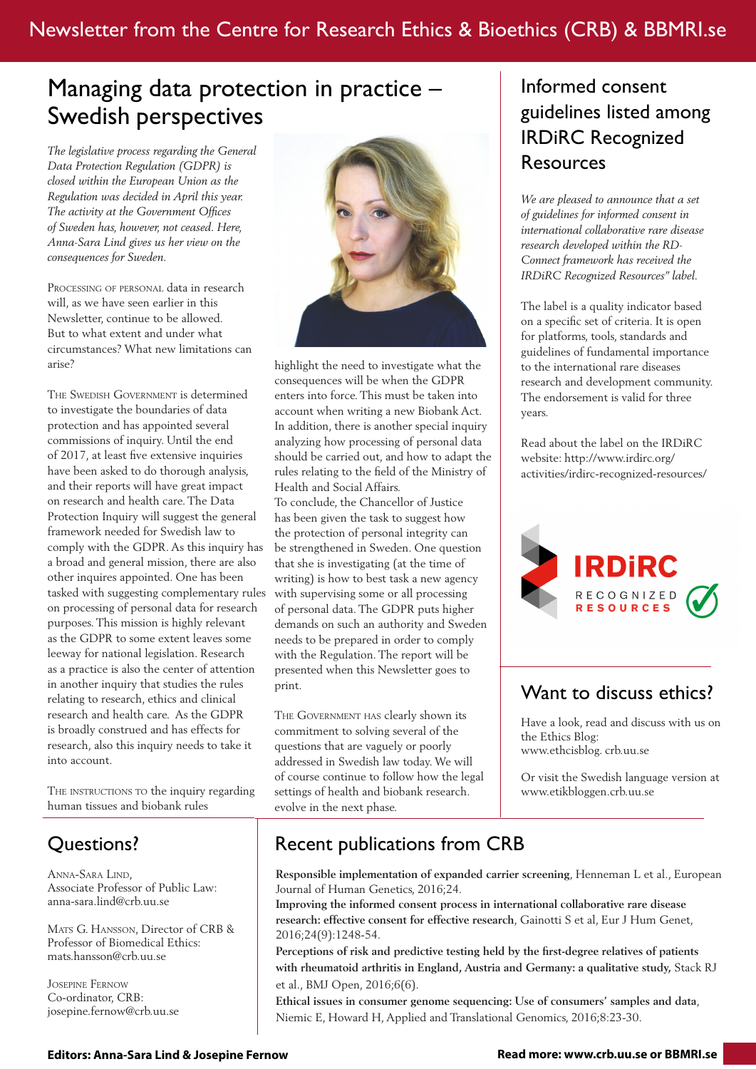# Managing data protection in practice – Swedish perspectives

*The legislative process regarding the General Data Protection Regulation (GDPR) is closed within the European Union as the Regulation was decided in April this year. The activity at the Government Offices of Sweden has, however, not ceased. Here, Anna-Sara Lind gives us her view on the consequences for Sweden.*

Processing of personal data in research will, as we have seen earlier in this Newsletter, continue to be allowed. But to what extent and under what circumstances? What new limitations can arise?

The Swedish Government is determined to investigate the boundaries of data protection and has appointed several commissions of inquiry. Until the end of 2017, at least five extensive inquiries have been asked to do thorough analysis, and their reports will have great impact on research and health care. The Data Protection Inquiry will suggest the general framework needed for Swedish law to comply with the GDPR. As this inquiry has a broad and general mission, there are also other inquires appointed. One has been tasked with suggesting complementary rules on processing of personal data for research purposes. This mission is highly relevant as the GDPR to some extent leaves some leeway for national legislation. Research as a practice is also the center of attention in another inquiry that studies the rules relating to research, ethics and clinical research and health care. As the GDPR is broadly construed and has effects for research, also this inquiry needs to take it into account.

The instructions to the inquiry regarding human tissues and biobank rules highlight the need to investigate what the consequences will be when the GDPR enters into force. This must be taken into account when writing a new Biobank Act. In addition, there is another special inquiry analyzing how processing of personal data should be carried out, and how to adapt the rules relating to the field of the Ministry of Health and Social Affairs.
To conclude, the Chancellor of Justice has been given the task to suggest how the protection of personal integrity can be strengthened in Sweden. One question that she is investigating (at the time of writing) is how to best task a new agency with supervising some or all processing of personal data. The GDPR puts higher demands on such an authority and Sweden needs to be prepared in order to comply with the Regulation. The report will be presented when this Newsletter goes to print.

The Government has clearly shown its commitment to solving several of the questions that are vaguely or poorly addressed in Swedish law today. We will of course continue to follow how the legal settings of health and biobank research evolve in the next phase.

## Informed consent guidelines listed among IRDiRC Recognized Resources

*We are pleased to announce that a set of guidelines for informed consent in international collaborative rare disease research developed within the RD-Connect framework has received the IRDiRC Recognized Resources" label.*

The label is a quality indicator based on a specific set of criteria. It is open for platforms, tools, standards and guidelines of fundamental importance to the international rare diseases research and development community. The endorsement is valid for three years.

Read about the label on the IRDiRC website: http://www.irdirc.org/activities/irdirc-recognized-resources/

IRDiRC RECOGNIZED RESOURCES

## Want to discuss ethics?

Have a look, read and discuss with us on the Ethics Blog:
www.ethcisblog. crb.uu.se

Or visit the Swedish language version at www.etikbloggen.crb.uu.se

## Questions?

Anna-Sara Lind,
Associate Professor of Public Law:
anna-sara.lind@crb.uu.se

Mats G. Hansson, Director of CRB & Professor of Biomedical Ethics:
mats.hansson@crb.uu.se

Josepine Fernow
Co-ordinator, CRB:
josepine.fernow@crb.uu.se

## Recent publications from CRB

**Responsible implementation of expanded carrier screening**, Henneman L et al., European Journal of Human Genetics, 2016;24.

**Improving the informed consent process in international collaborative rare disease research: effective consent for effective research**, Gainotti S et al, Eur J Hum Genet, 2016;24(9):1248-54.

**Perceptions of risk and predictive testing held by the first-degree relatives of patients with rheumatoid arthritis in England, Austria and Germany: a qualitative study,** Stack RJ et al., BMJ Open, 2016;6(6).

**Ethical issues in consumer genome sequencing: Use of consumers' samples and data**, Niemic E, Howard H, Applied and Translational Genomics, 2016;8:23-30.

**Editors: Anna-Sara Lind & Josepine Fernow**

**Read more: www.crb.uu.se or BBMRI.se**